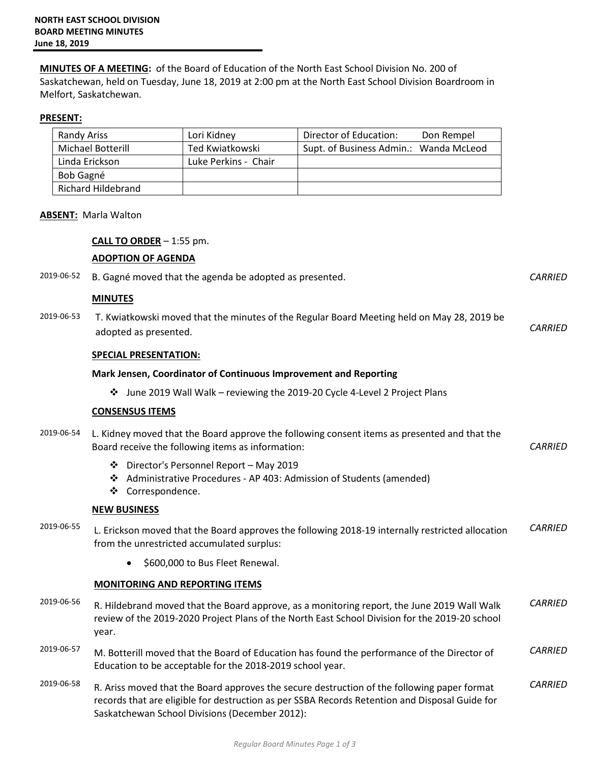**NORTH EAST SCHOOL DIVISION**
**BOARD MEETING MINUTES**
**June 18, 2019**

**MINUTES OF A MEETING:** of the Board of Education of the North East School Division No. 200 of Saskatchewan, held on Tuesday, June 18, 2019 at 2:00 pm at the North East School Division Boardroom in Melfort, Saskatchewan.

**PRESENT:**

| | | |
|---|---|---|
| Randy Ariss | Lori Kidney | Director of Education: Don Rempel |
| Michael Botterill | Ted Kwiatkowski | Supt. of Business Admin.: Wanda McLeod |
| Linda Erickson | Luke Perkins - Chair | |
| Bob Gagné | | |
| Richard Hildebrand | | |

**ABSENT:** Marla Walton

**CALL TO ORDER** – 1:55 pm.

**ADOPTION OF AGENDA**

2019-06-52 B. Gagné moved that the agenda be adopted as presented. *CARRIED*

**MINUTES**

2019-06-53 T. Kwiatkowski moved that the minutes of the Regular Board Meeting held on May 28, 2019 be adopted as presented. *CARRIED*

**SPECIAL PRESENTATION:**

**Mark Jensen, Coordinator of Continuous Improvement and Reporting**

- June 2019 Wall Walk – reviewing the 2019-20 Cycle 4-Level 2 Project Plans

**CONSENSUS ITEMS**

2019-06-54 L. Kidney moved that the Board approve the following consent items as presented and that the Board receive the following items as information: *CARRIED*

- Director's Personnel Report – May 2019
- Administrative Procedures - AP 403: Admission of Students (amended)
- Correspondence.

**NEW BUSINESS**

2019-06-55 L. Erickson moved that the Board approves the following 2018-19 internally restricted allocation from the unrestricted accumulated surplus: *CARRIED*

- $600,000 to Bus Fleet Renewal.

**MONITORING AND REPORTING ITEMS**

2019-06-56 R. Hildebrand moved that the Board approve, as a monitoring report, the June 2019 Wall Walk review of the 2019-2020 Project Plans of the North East School Division for the 2019-20 school year. *CARRIED*

2019-06-57 M. Botterill moved that the Board of Education has found the performance of the Director of Education to be acceptable for the 2018-2019 school year. *CARRIED*

2019-06-58 R. Ariss moved that the Board approves the secure destruction of the following paper format records that are eligible for destruction as per SSBA Records Retention and Disposal Guide for Saskatchewan School Divisions (December 2012): *CARRIED*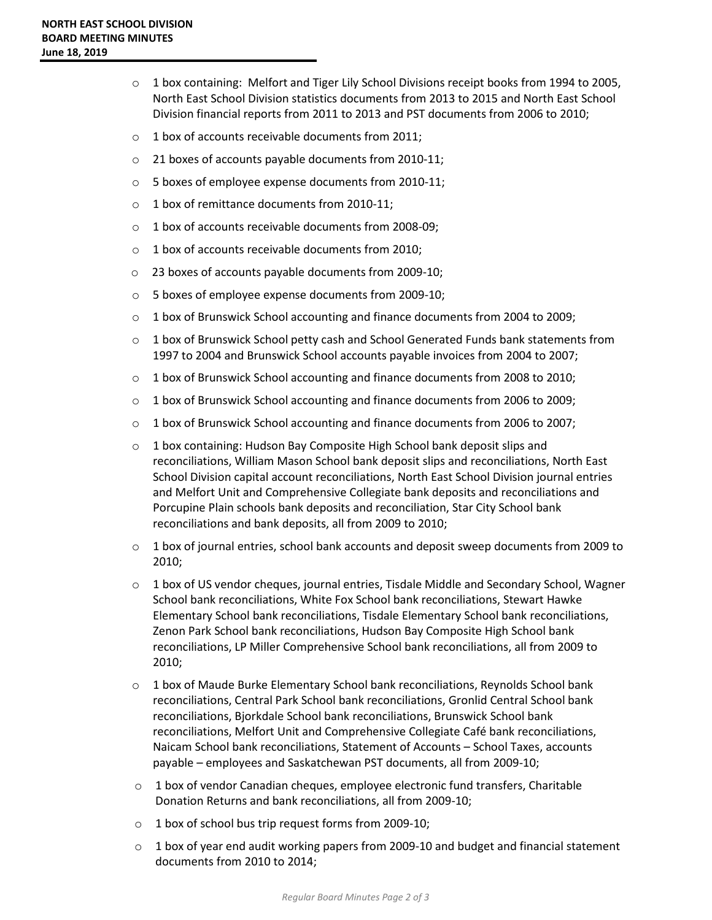- 1 box containing: Melfort and Tiger Lily School Divisions receipt books from 1994 to 2005, North East School Division statistics documents from 2013 to 2015 and North East School Division financial reports from 2011 to 2013 and PST documents from 2006 to 2010;
- 1 box of accounts receivable documents from 2011;
- 21 boxes of accounts payable documents from 2010-11;
- 5 boxes of employee expense documents from 2010-11;
- 1 box of remittance documents from 2010-11;
- 1 box of accounts receivable documents from 2008-09;
- 1 box of accounts receivable documents from 2010;
- 23 boxes of accounts payable documents from 2009-10;
- 5 boxes of employee expense documents from 2009-10;
- 1 box of Brunswick School accounting and finance documents from 2004 to 2009;
- 1 box of Brunswick School petty cash and School Generated Funds bank statements from 1997 to 2004 and Brunswick School accounts payable invoices from 2004 to 2007;
- 1 box of Brunswick School accounting and finance documents from 2008 to 2010;
- 1 box of Brunswick School accounting and finance documents from 2006 to 2009;
- 1 box of Brunswick School accounting and finance documents from 2006 to 2007;
- 1 box containing: Hudson Bay Composite High School bank deposit slips and reconciliations, William Mason School bank deposit slips and reconciliations, North East School Division capital account reconciliations, North East School Division journal entries and Melfort Unit and Comprehensive Collegiate bank deposits and reconciliations and Porcupine Plain schools bank deposits and reconciliation, Star City School bank reconciliations and bank deposits, all from 2009 to 2010;
- 1 box of journal entries, school bank accounts and deposit sweep documents from 2009 to 2010;
- 1 box of US vendor cheques, journal entries, Tisdale Middle and Secondary School, Wagner School bank reconciliations, White Fox School bank reconciliations, Stewart Hawke Elementary School bank reconciliations, Tisdale Elementary School bank reconciliations, Zenon Park School bank reconciliations, Hudson Bay Composite High School bank reconciliations, LP Miller Comprehensive School bank reconciliations, all from 2009 to 2010;
- 1 box of Maude Burke Elementary School bank reconciliations, Reynolds School bank reconciliations, Central Park School bank reconciliations, Gronlid Central School bank reconciliations, Bjorkdale School bank reconciliations, Brunswick School bank reconciliations, Melfort Unit and Comprehensive Collegiate Café bank reconciliations, Naicam School bank reconciliations, Statement of Accounts – School Taxes, accounts payable – employees and Saskatchewan PST documents, all from 2009-10;
- 1 box of vendor Canadian cheques, employee electronic fund transfers, Charitable Donation Returns and bank reconciliations, all from 2009-10;
- 1 box of school bus trip request forms from 2009-10;
- 1 box of year end audit working papers from 2009-10 and budget and financial statement documents from 2010 to 2014;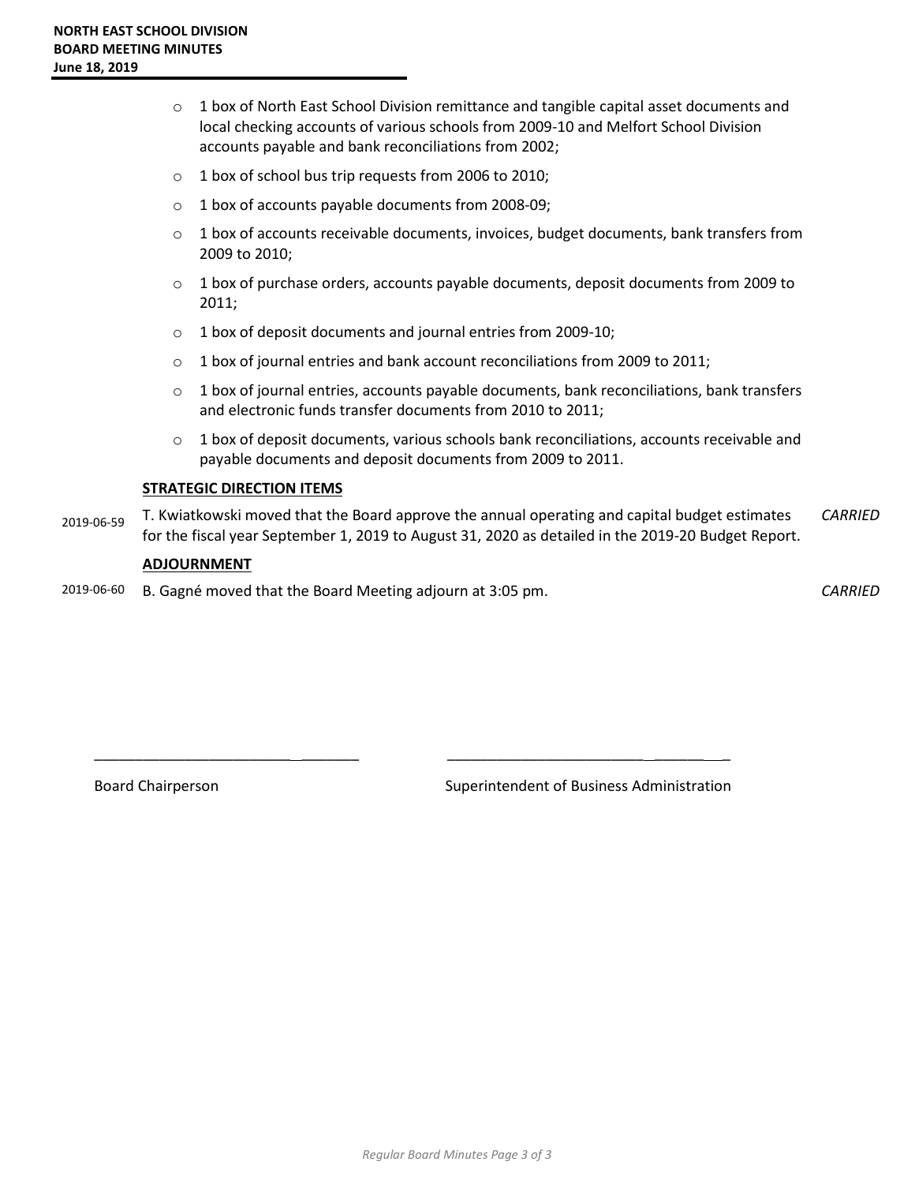- 1 box of North East School Division remittance and tangible capital asset documents and local checking accounts of various schools from 2009-10 and Melfort School Division accounts payable and bank reconciliations from 2002;
- 1 box of school bus trip requests from 2006 to 2010;
- 1 box of accounts payable documents from 2008-09;
- 1 box of accounts receivable documents, invoices, budget documents, bank transfers from 2009 to 2010;
- 1 box of purchase orders, accounts payable documents, deposit documents from 2009 to 2011;
- 1 box of deposit documents and journal entries from 2009-10;
- 1 box of journal entries and bank account reconciliations from 2009 to 2011;
- 1 box of journal entries, accounts payable documents, bank reconciliations, bank transfers and electronic funds transfer documents from 2010 to 2011;
- 1 box of deposit documents, various schools bank reconciliations, accounts receivable and payable documents and deposit documents from 2009 to 2011.

**STRATEGIC DIRECTION ITEMS**

2019-06-59 T. Kwiatkowski moved that the Board approve the annual operating and capital budget estimates for the fiscal year September 1, 2019 to August 31, 2020 as detailed in the 2019-20 Budget Report. *CARRIED*

**ADJOURNMENT**

2019-06-60 B. Gagné moved that the Board Meeting adjourn at 3:05 pm. *CARRIED*

\_\_\_\_\_\_\_\_\_\_\_\_\_\_\_\_\_\_\_\_\_\_\_\_\_\_\_\_\_\_\_\_\_\_
Board Chairperson

\_\_\_\_\_\_\_\_\_\_\_\_\_\_\_\_\_\_\_\_\_\_\_\_\_\_\_\_\_\_\_\_\_\_
Superintendent of Business Administration